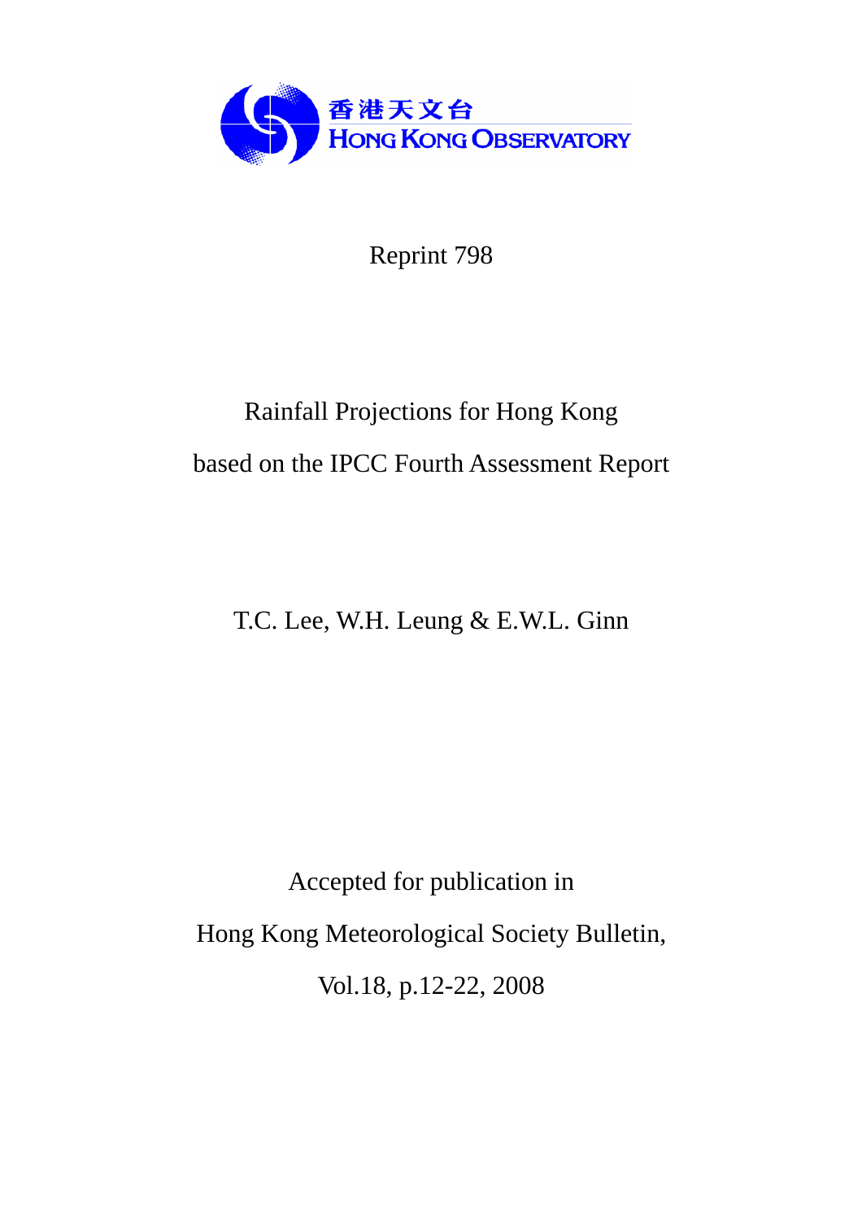香港天文台
HONG KONG OBSERVATORY

Reprint 798

# Rainfall Projections for Hong Kong based on the IPCC Fourth Assessment Report

T.C. Lee, W.H. Leung & E.W.L. Ginn

Accepted for publication in

Hong Kong Meteorological Society Bulletin,

Vol.18, p.12-22, 2008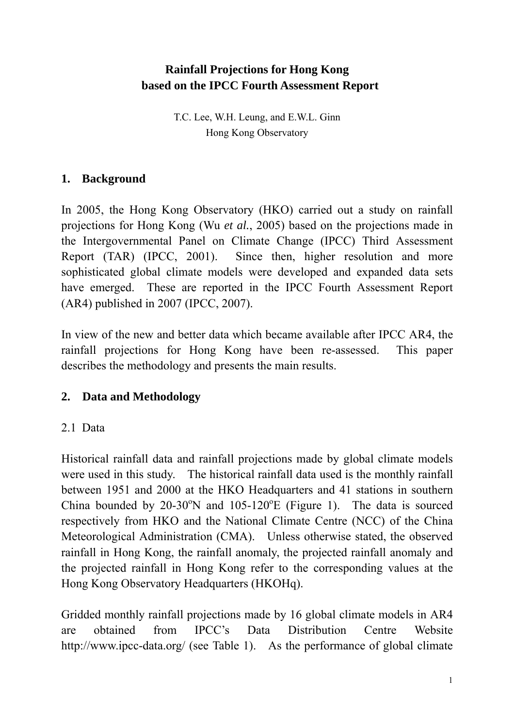# Rainfall Projections for Hong Kong based on the IPCC Fourth Assessment Report

T.C. Lee, W.H. Leung, and E.W.L. Ginn
Hong Kong Observatory

## 1. Background

In 2005, the Hong Kong Observatory (HKO) carried out a study on rainfall projections for Hong Kong (Wu *et al.*, 2005) based on the projections made in the Intergovernmental Panel on Climate Change (IPCC) Third Assessment Report (TAR) (IPCC, 2001). Since then, higher resolution and more sophisticated global climate models were developed and expanded data sets have emerged. These are reported in the IPCC Fourth Assessment Report (AR4) published in 2007 (IPCC, 2007).

In view of the new and better data which became available after IPCC AR4, the rainfall projections for Hong Kong have been re-assessed. This paper describes the methodology and presents the main results.

## 2. Data and Methodology

### 2.1 Data

Historical rainfall data and rainfall projections made by global climate models were used in this study. The historical rainfall data used is the monthly rainfall between 1951 and 2000 at the HKO Headquarters and 41 stations in southern China bounded by 20-30$^{o}$N and 105-120$^{o}$E (Figure 1). The data is sourced respectively from HKO and the National Climate Centre (NCC) of the China Meteorological Administration (CMA). Unless otherwise stated, the observed rainfall in Hong Kong, the rainfall anomaly, the projected rainfall anomaly and the projected rainfall in Hong Kong refer to the corresponding values at the Hong Kong Observatory Headquarters (HKOHq).

Gridded monthly rainfall projections made by 16 global climate models in AR4 are obtained from IPCC's Data Distribution Centre Website http://www.ipcc-data.org/ (see Table 1). As the performance of global climate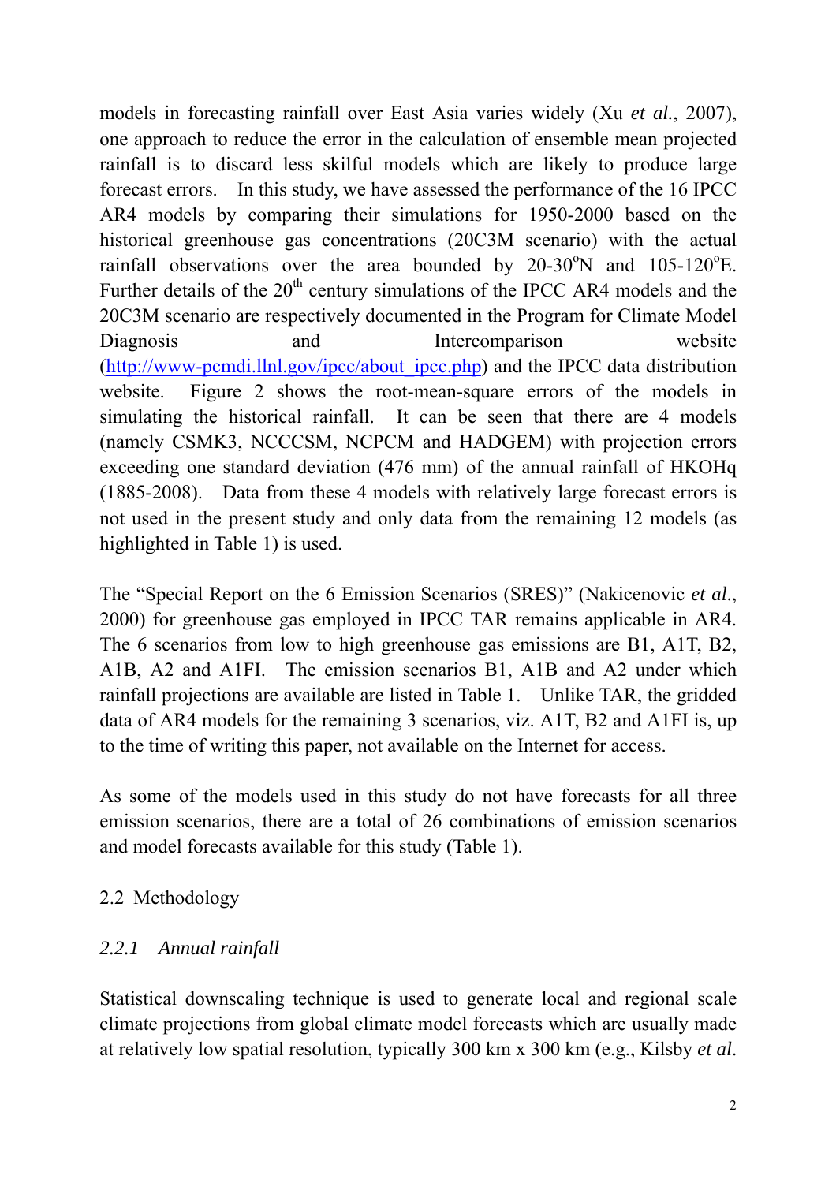models in forecasting rainfall over East Asia varies widely (Xu *et al.*, 2007), one approach to reduce the error in the calculation of ensemble mean projected rainfall is to discard less skilful models which are likely to produce large forecast errors. In this study, we have assessed the performance of the 16 IPCC AR4 models by comparing their simulations for 1950-2000 based on the historical greenhouse gas concentrations (20C3M scenario) with the actual rainfall observations over the area bounded by 20-30$^{o}$N and 105-120$^{o}$E. Further details of the 20$^{th}$ century simulations of the IPCC AR4 models and the 20C3M scenario are respectively documented in the Program for Climate Model Diagnosis and Intercomparison website (http://www-pcmdi.llnl.gov/ipcc/about_ipcc.php) and the IPCC data distribution website. Figure 2 shows the root-mean-square errors of the models in simulating the historical rainfall. It can be seen that there are 4 models (namely CSMK3, NCCCSM, NCPCM and HADGEM) with projection errors exceeding one standard deviation (476 mm) of the annual rainfall of HKOHq (1885-2008). Data from these 4 models with relatively large forecast errors is not used in the present study and only data from the remaining 12 models (as highlighted in Table 1) is used.

The "Special Report on the 6 Emission Scenarios (SRES)" (Nakicenovic *et al*., 2000) for greenhouse gas employed in IPCC TAR remains applicable in AR4. The 6 scenarios from low to high greenhouse gas emissions are B1, A1T, B2, A1B, A2 and A1FI. The emission scenarios B1, A1B and A2 under which rainfall projections are available are listed in Table 1. Unlike TAR, the gridded data of AR4 models for the remaining 3 scenarios, viz. A1T, B2 and A1FI is, up to the time of writing this paper, not available on the Internet for access.

As some of the models used in this study do not have forecasts for all three emission scenarios, there are a total of 26 combinations of emission scenarios and model forecasts available for this study (Table 1).

## 2.2 Methodology

### *2.2.1 Annual rainfall*

Statistical downscaling technique is used to generate local and regional scale climate projections from global climate model forecasts which are usually made at relatively low spatial resolution, typically 300 km x 300 km (e.g., Kilsby *et al*.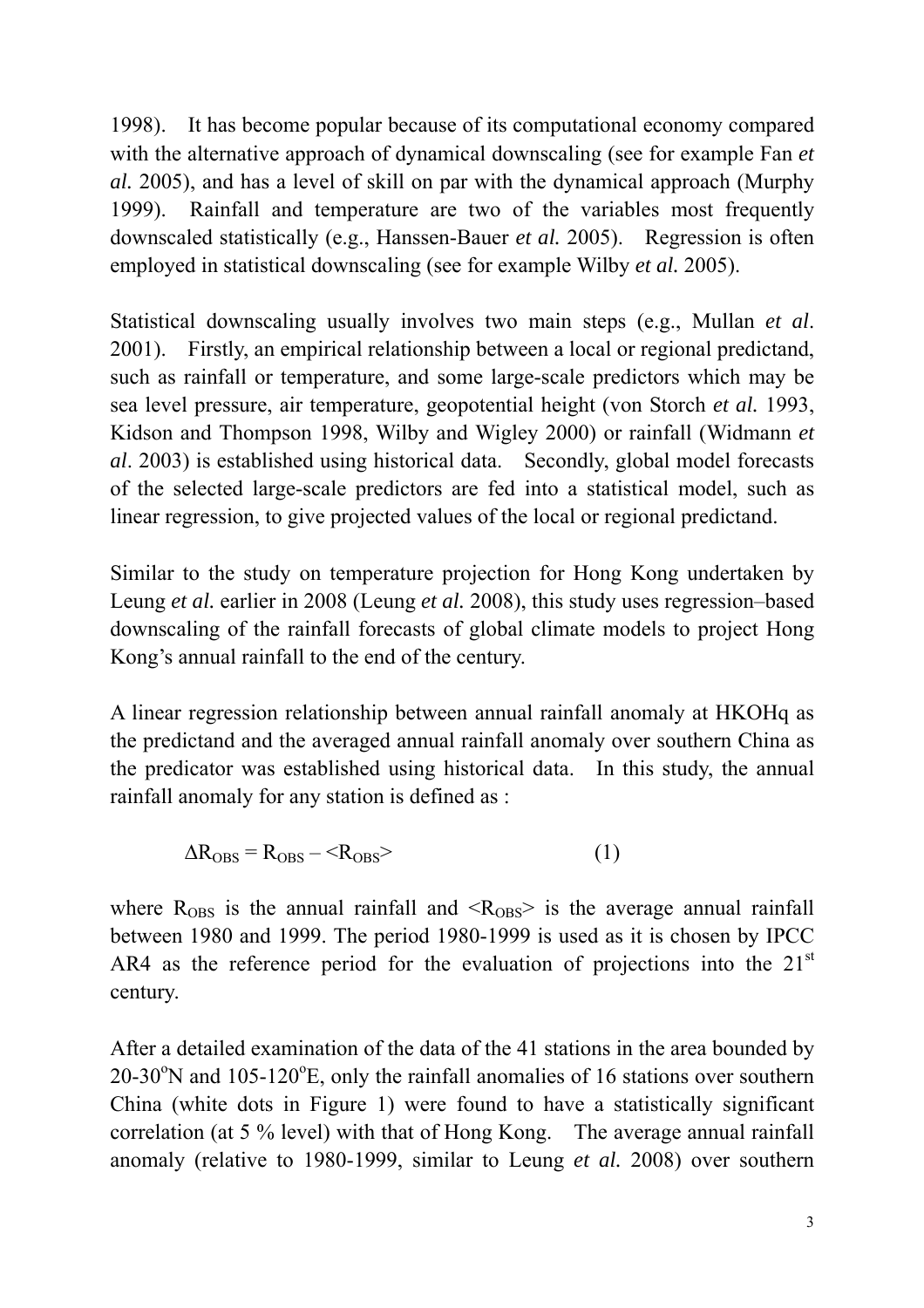1998). It has become popular because of its computational economy compared with the alternative approach of dynamical downscaling (see for example Fan *et al.* 2005), and has a level of skill on par with the dynamical approach (Murphy 1999). Rainfall and temperature are two of the variables most frequently downscaled statistically (e.g., Hanssen-Bauer *et al.* 2005). Regression is often employed in statistical downscaling (see for example Wilby *et al.* 2005).

Statistical downscaling usually involves two main steps (e.g., Mullan *et al*. 2001). Firstly, an empirical relationship between a local or regional predictand, such as rainfall or temperature, and some large-scale predictors which may be sea level pressure, air temperature, geopotential height (von Storch *et al.* 1993, Kidson and Thompson 1998, Wilby and Wigley 2000) or rainfall (Widmann *et al*. 2003) is established using historical data. Secondly, global model forecasts of the selected large-scale predictors are fed into a statistical model, such as linear regression, to give projected values of the local or regional predictand.

Similar to the study on temperature projection for Hong Kong undertaken by Leung *et al.* earlier in 2008 (Leung *et al.* 2008), this study uses regression–based downscaling of the rainfall forecasts of global climate models to project Hong Kong's annual rainfall to the end of the century.

A linear regression relationship between annual rainfall anomaly at HKOHq as the predictand and the averaged annual rainfall anomaly over southern China as the predicator was established using historical data. In this study, the annual rainfall anomaly for any station is defined as :

$$\Delta R_{OBS} = R_{OBS} - \langle R_{OBS} \rangle \qquad (1)$$

where $R_{OBS}$ is the annual rainfall and $\langle R_{OBS} \rangle$ is the average annual rainfall between 1980 and 1999. The period 1980-1999 is used as it is chosen by IPCC AR4 as the reference period for the evaluation of projections into the 21st century.

After a detailed examination of the data of the 41 stations in the area bounded by 20-30°N and 105-120°E, only the rainfall anomalies of 16 stations over southern China (white dots in Figure 1) were found to have a statistically significant correlation (at 5 % level) with that of Hong Kong. The average annual rainfall anomaly (relative to 1980-1999, similar to Leung *et al.* 2008) over southern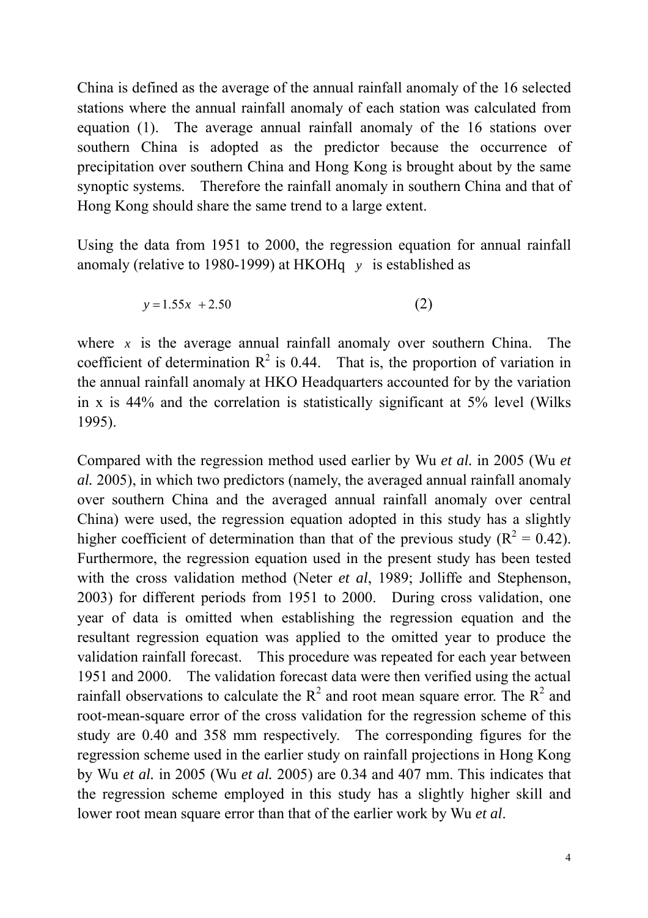China is defined as the average of the annual rainfall anomaly of the 16 selected stations where the annual rainfall anomaly of each station was calculated from equation (1). The average annual rainfall anomaly of the 16 stations over southern China is adopted as the predictor because the occurrence of precipitation over southern China and Hong Kong is brought about by the same synoptic systems. Therefore the rainfall anomaly in southern China and that of Hong Kong should share the same trend to a large extent.

Using the data from 1951 to 2000, the regression equation for annual rainfall anomaly (relative to 1980-1999) at HKOHq $y$ is established as

$$y = 1.55x + 2.50 \qquad (2)$$

where $x$ is the average annual rainfall anomaly over southern China. The coefficient of determination $R^2$ is 0.44. That is, the proportion of variation in the annual rainfall anomaly at HKO Headquarters accounted for by the variation in x is 44% and the correlation is statistically significant at 5% level (Wilks 1995).

Compared with the regression method used earlier by Wu *et al.* in 2005 (Wu *et al.* 2005), in which two predictors (namely, the averaged annual rainfall anomaly over southern China and the averaged annual rainfall anomaly over central China) were used, the regression equation adopted in this study has a slightly higher coefficient of determination than that of the previous study ($R^2 = 0.42$). Furthermore, the regression equation used in the present study has been tested with the cross validation method (Neter *et al*, 1989; Jolliffe and Stephenson, 2003) for different periods from 1951 to 2000. During cross validation, one year of data is omitted when establishing the regression equation and the resultant regression equation was applied to the omitted year to produce the validation rainfall forecast. This procedure was repeated for each year between 1951 and 2000. The validation forecast data were then verified using the actual rainfall observations to calculate the $R^2$ and root mean square error. The $R^2$ and root-mean-square error of the cross validation for the regression scheme of this study are 0.40 and 358 mm respectively. The corresponding figures for the regression scheme used in the earlier study on rainfall projections in Hong Kong by Wu *et al.* in 2005 (Wu *et al.* 2005) are 0.34 and 407 mm. This indicates that the regression scheme employed in this study has a slightly higher skill and lower root mean square error than that of the earlier work by Wu *et al*.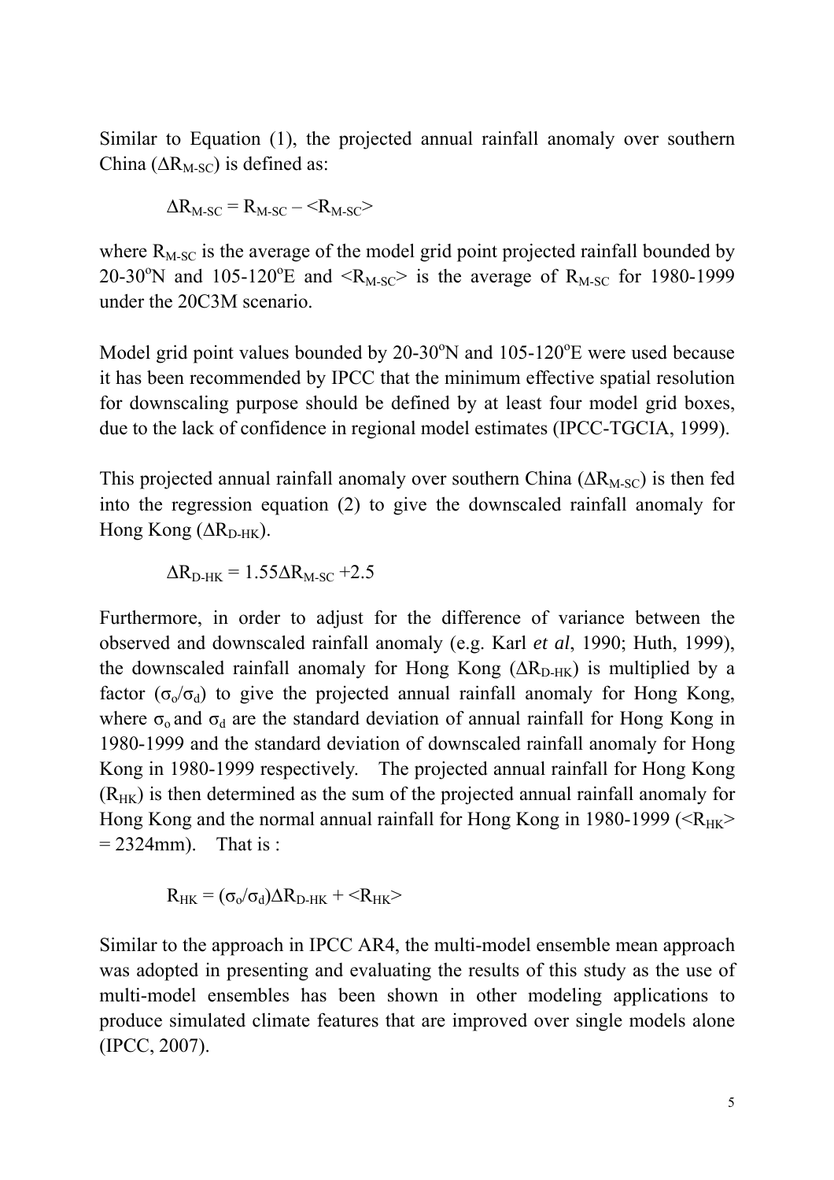Similar to Equation (1), the projected annual rainfall anomaly over southern China ($\Delta R_{M\text{-}SC}$) is defined as:

$$\Delta R_{M\text{-}SC} = R_{M\text{-}SC} - \langle R_{M\text{-}SC} \rangle$$

where $R_{M\text{-}SC}$ is the average of the model grid point projected rainfall bounded by 20-30$^{o}$N and 105-120$^{o}$E and $\langle R_{M\text{-}SC} \rangle$ is the average of $R_{M\text{-}SC}$ for 1980-1999 under the 20C3M scenario.

Model grid point values bounded by 20-30$^{o}$N and 105-120$^{o}$E were used because it has been recommended by IPCC that the minimum effective spatial resolution for downscaling purpose should be defined by at least four model grid boxes, due to the lack of confidence in regional model estimates (IPCC-TGCIA, 1999).

This projected annual rainfall anomaly over southern China ($\Delta R_{M\text{-}SC}$) is then fed into the regression equation (2) to give the downscaled rainfall anomaly for Hong Kong ($\Delta R_{D\text{-}HK}$).

$$\Delta R_{D\text{-}HK} = 1.55 \Delta R_{M\text{-}SC} + 2.5$$

Furthermore, in order to adjust for the difference of variance between the observed and downscaled rainfall anomaly (e.g. Karl *et al*, 1990; Huth, 1999), the downscaled rainfall anomaly for Hong Kong ($\Delta R_{D\text{-}HK}$) is multiplied by a factor ($\sigma_o/\sigma_d$) to give the projected annual rainfall anomaly for Hong Kong, where $\sigma_o$ and $\sigma_d$ are the standard deviation of annual rainfall for Hong Kong in 1980-1999 and the standard deviation of downscaled rainfall anomaly for Hong Kong in 1980-1999 respectively. The projected annual rainfall for Hong Kong ($R_{HK}$) is then determined as the sum of the projected annual rainfall anomaly for Hong Kong and the normal annual rainfall for Hong Kong in 1980-1999 ($\langle R_{HK} \rangle$ = 2324mm). That is :

$$R_{HK} = (\sigma_o/\sigma_d)\Delta R_{D\text{-}HK} + \langle R_{HK} \rangle$$

Similar to the approach in IPCC AR4, the multi-model ensemble mean approach was adopted in presenting and evaluating the results of this study as the use of multi-model ensembles has been shown in other modeling applications to produce simulated climate features that are improved over single models alone (IPCC, 2007).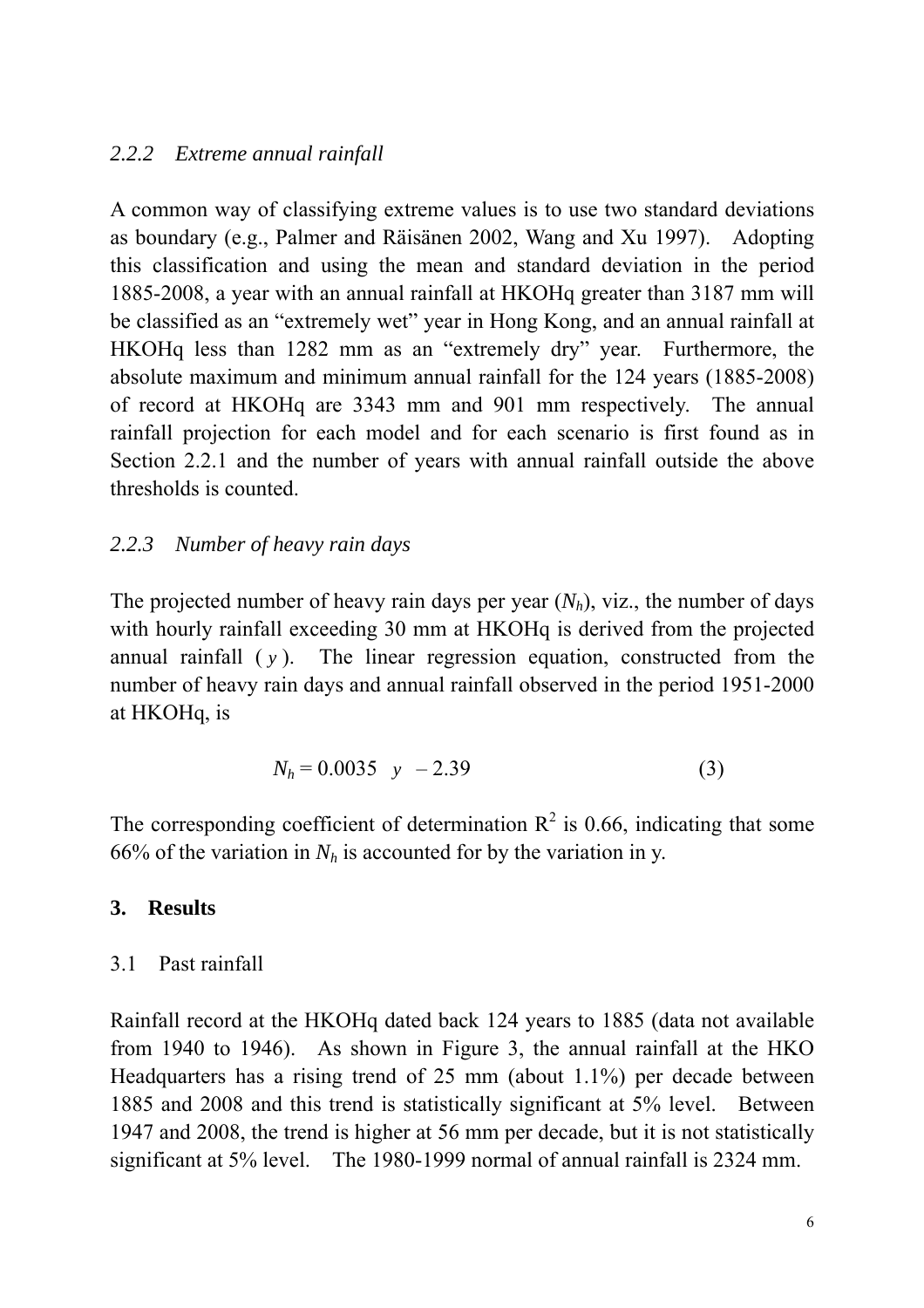### *2.2.2 Extreme annual rainfall*

A common way of classifying extreme values is to use two standard deviations as boundary (e.g., Palmer and Räisänen 2002, Wang and Xu 1997). Adopting this classification and using the mean and standard deviation in the period 1885-2008, a year with an annual rainfall at HKOHq greater than 3187 mm will be classified as an "extremely wet" year in Hong Kong, and an annual rainfall at HKOHq less than 1282 mm as an "extremely dry" year. Furthermore, the absolute maximum and minimum annual rainfall for the 124 years (1885-2008) of record at HKOHq are 3343 mm and 901 mm respectively. The annual rainfall projection for each model and for each scenario is first found as in Section 2.2.1 and the number of years with annual rainfall outside the above thresholds is counted.

### *2.2.3 Number of heavy rain days*

The projected number of heavy rain days per year ($N_h$), viz., the number of days with hourly rainfall exceeding 30 mm at HKOHq is derived from the projected annual rainfall ( $y$ ). The linear regression equation, constructed from the number of heavy rain days and annual rainfall observed in the period 1951-2000 at HKOHq, is

$$N_h = 0.0035 \quad y \quad - 2.39 \qquad (3)$$

The corresponding coefficient of determination $R^2$ is 0.66, indicating that some 66% of the variation in $N_h$ is accounted for by the variation in y.

## 3. Results

### 3.1 Past rainfall

Rainfall record at the HKOHq dated back 124 years to 1885 (data not available from 1940 to 1946). As shown in Figure 3, the annual rainfall at the HKO Headquarters has a rising trend of 25 mm (about 1.1%) per decade between 1885 and 2008 and this trend is statistically significant at 5% level. Between 1947 and 2008, the trend is higher at 56 mm per decade, but it is not statistically significant at 5% level. The 1980-1999 normal of annual rainfall is 2324 mm.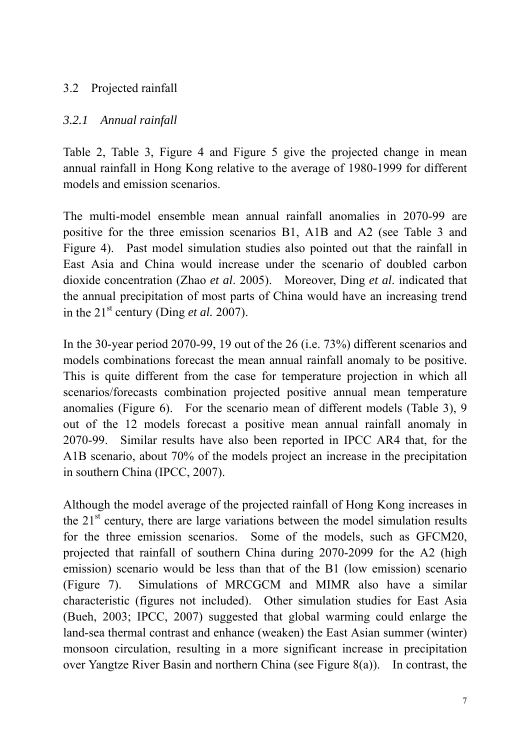## 3.2 Projected rainfall

### *3.2.1 Annual rainfall*

Table 2, Table 3, Figure 4 and Figure 5 give the projected change in mean annual rainfall in Hong Kong relative to the average of 1980-1999 for different models and emission scenarios.

The multi-model ensemble mean annual rainfall anomalies in 2070-99 are positive for the three emission scenarios B1, A1B and A2 (see Table 3 and Figure 4). Past model simulation studies also pointed out that the rainfall in East Asia and China would increase under the scenario of doubled carbon dioxide concentration (Zhao *et al*. 2005). Moreover, Ding *et al*. indicated that the annual precipitation of most parts of China would have an increasing trend in the 21st century (Ding *et al.* 2007).

In the 30-year period 2070-99, 19 out of the 26 (i.e. 73%) different scenarios and models combinations forecast the mean annual rainfall anomaly to be positive. This is quite different from the case for temperature projection in which all scenarios/forecasts combination projected positive annual mean temperature anomalies (Figure 6). For the scenario mean of different models (Table 3), 9 out of the 12 models forecast a positive mean annual rainfall anomaly in 2070-99. Similar results have also been reported in IPCC AR4 that, for the A1B scenario, about 70% of the models project an increase in the precipitation in southern China (IPCC, 2007).

Although the model average of the projected rainfall of Hong Kong increases in the 21st century, there are large variations between the model simulation results for the three emission scenarios. Some of the models, such as GFCM20, projected that rainfall of southern China during 2070-2099 for the A2 (high emission) scenario would be less than that of the B1 (low emission) scenario (Figure 7). Simulations of MRCGCM and MIMR also have a similar characteristic (figures not included). Other simulation studies for East Asia (Bueh, 2003; IPCC, 2007) suggested that global warming could enlarge the land-sea thermal contrast and enhance (weaken) the East Asian summer (winter) monsoon circulation, resulting in a more significant increase in precipitation over Yangtze River Basin and northern China (see Figure 8(a)). In contrast, the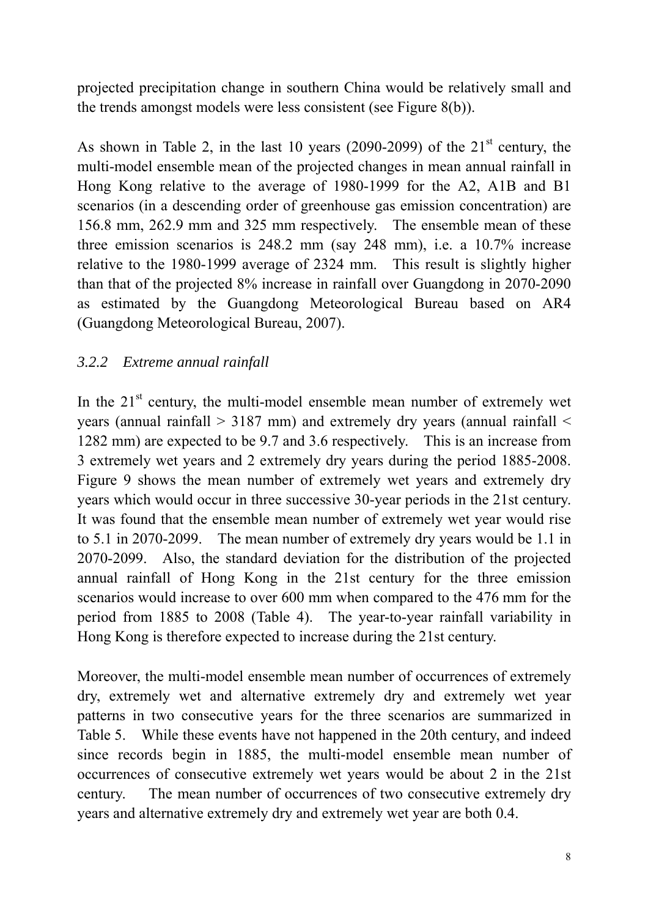projected precipitation change in southern China would be relatively small and the trends amongst models were less consistent (see Figure 8(b)).

As shown in Table 2, in the last 10 years (2090-2099) of the 21st century, the multi-model ensemble mean of the projected changes in mean annual rainfall in Hong Kong relative to the average of 1980-1999 for the A2, A1B and B1 scenarios (in a descending order of greenhouse gas emission concentration) are 156.8 mm, 262.9 mm and 325 mm respectively. The ensemble mean of these three emission scenarios is 248.2 mm (say 248 mm), i.e. a 10.7% increase relative to the 1980-1999 average of 2324 mm. This result is slightly higher than that of the projected 8% increase in rainfall over Guangdong in 2070-2090 as estimated by the Guangdong Meteorological Bureau based on AR4 (Guangdong Meteorological Bureau, 2007).

### *3.2.2 Extreme annual rainfall*

In the 21st century, the multi-model ensemble mean number of extremely wet years (annual rainfall > 3187 mm) and extremely dry years (annual rainfall < 1282 mm) are expected to be 9.7 and 3.6 respectively. This is an increase from 3 extremely wet years and 2 extremely dry years during the period 1885-2008. Figure 9 shows the mean number of extremely wet years and extremely dry years which would occur in three successive 30-year periods in the 21st century. It was found that the ensemble mean number of extremely wet year would rise to 5.1 in 2070-2099. The mean number of extremely dry years would be 1.1 in 2070-2099. Also, the standard deviation for the distribution of the projected annual rainfall of Hong Kong in the 21st century for the three emission scenarios would increase to over 600 mm when compared to the 476 mm for the period from 1885 to 2008 (Table 4). The year-to-year rainfall variability in Hong Kong is therefore expected to increase during the 21st century.

Moreover, the multi-model ensemble mean number of occurrences of extremely dry, extremely wet and alternative extremely dry and extremely wet year patterns in two consecutive years for the three scenarios are summarized in Table 5. While these events have not happened in the 20th century, and indeed since records begin in 1885, the multi-model ensemble mean number of occurrences of consecutive extremely wet years would be about 2 in the 21st century. The mean number of occurrences of two consecutive extremely dry years and alternative extremely dry and extremely wet year are both 0.4.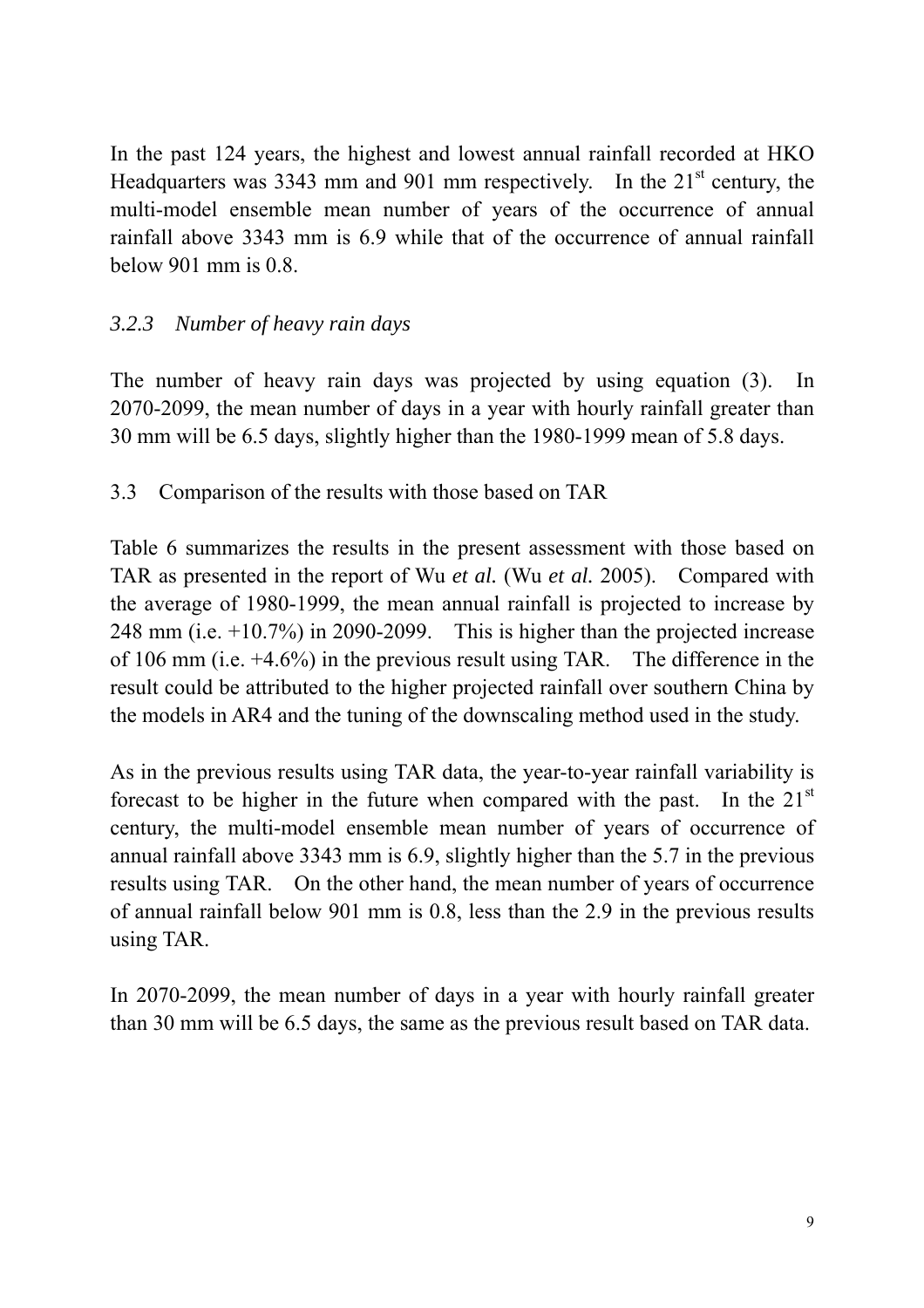In the past 124 years, the highest and lowest annual rainfall recorded at HKO Headquarters was 3343 mm and 901 mm respectively. In the 21st century, the multi-model ensemble mean number of years of the occurrence of annual rainfall above 3343 mm is 6.9 while that of the occurrence of annual rainfall below 901 mm is 0.8.

### *3.2.3 Number of heavy rain days*

The number of heavy rain days was projected by using equation (3). In 2070-2099, the mean number of days in a year with hourly rainfall greater than 30 mm will be 6.5 days, slightly higher than the 1980-1999 mean of 5.8 days.

## 3.3 Comparison of the results with those based on TAR

Table 6 summarizes the results in the present assessment with those based on TAR as presented in the report of Wu *et al.* (Wu *et al.* 2005). Compared with the average of 1980-1999, the mean annual rainfall is projected to increase by 248 mm (i.e. +10.7%) in 2090-2099. This is higher than the projected increase of 106 mm (i.e. +4.6%) in the previous result using TAR. The difference in the result could be attributed to the higher projected rainfall over southern China by the models in AR4 and the tuning of the downscaling method used in the study.

As in the previous results using TAR data, the year-to-year rainfall variability is forecast to be higher in the future when compared with the past. In the 21st century, the multi-model ensemble mean number of years of occurrence of annual rainfall above 3343 mm is 6.9, slightly higher than the 5.7 in the previous results using TAR. On the other hand, the mean number of years of occurrence of annual rainfall below 901 mm is 0.8, less than the 2.9 in the previous results using TAR.

In 2070-2099, the mean number of days in a year with hourly rainfall greater than 30 mm will be 6.5 days, the same as the previous result based on TAR data.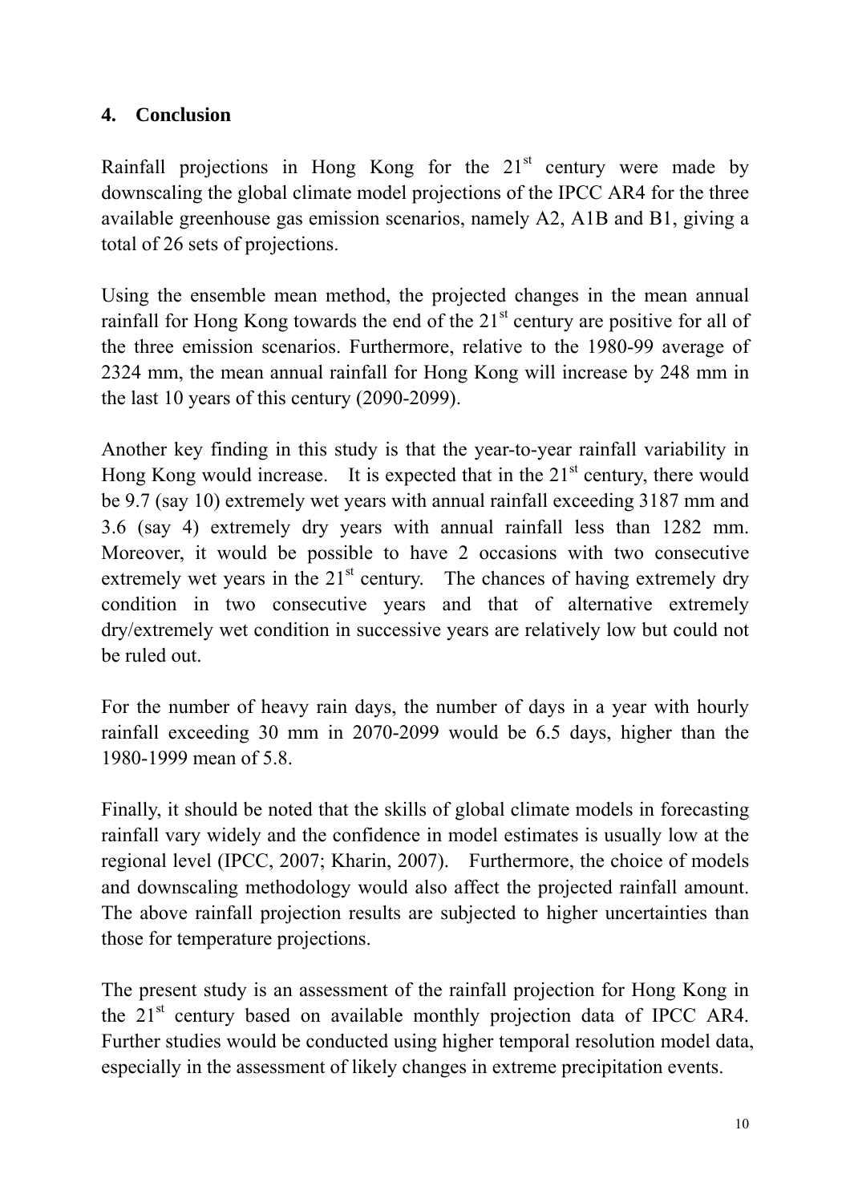## 4. Conclusion

Rainfall projections in Hong Kong for the $21^{st}$ century were made by downscaling the global climate model projections of the IPCC AR4 for the three available greenhouse gas emission scenarios, namely A2, A1B and B1, giving a total of 26 sets of projections.

Using the ensemble mean method, the projected changes in the mean annual rainfall for Hong Kong towards the end of the $21^{st}$ century are positive for all of the three emission scenarios. Furthermore, relative to the 1980-99 average of 2324 mm, the mean annual rainfall for Hong Kong will increase by 248 mm in the last 10 years of this century (2090-2099).

Another key finding in this study is that the year-to-year rainfall variability in Hong Kong would increase. It is expected that in the $21^{st}$ century, there would be 9.7 (say 10) extremely wet years with annual rainfall exceeding 3187 mm and 3.6 (say 4) extremely dry years with annual rainfall less than 1282 mm. Moreover, it would be possible to have 2 occasions with two consecutive extremely wet years in the $21^{st}$ century. The chances of having extremely dry condition in two consecutive years and that of alternative extremely dry/extremely wet condition in successive years are relatively low but could not be ruled out.

For the number of heavy rain days, the number of days in a year with hourly rainfall exceeding 30 mm in 2070-2099 would be 6.5 days, higher than the 1980-1999 mean of 5.8.

Finally, it should be noted that the skills of global climate models in forecasting rainfall vary widely and the confidence in model estimates is usually low at the regional level (IPCC, 2007; Kharin, 2007). Furthermore, the choice of models and downscaling methodology would also affect the projected rainfall amount. The above rainfall projection results are subjected to higher uncertainties than those for temperature projections.

The present study is an assessment of the rainfall projection for Hong Kong in the $21^{st}$ century based on available monthly projection data of IPCC AR4. Further studies would be conducted using higher temporal resolution model data, especially in the assessment of likely changes in extreme precipitation events.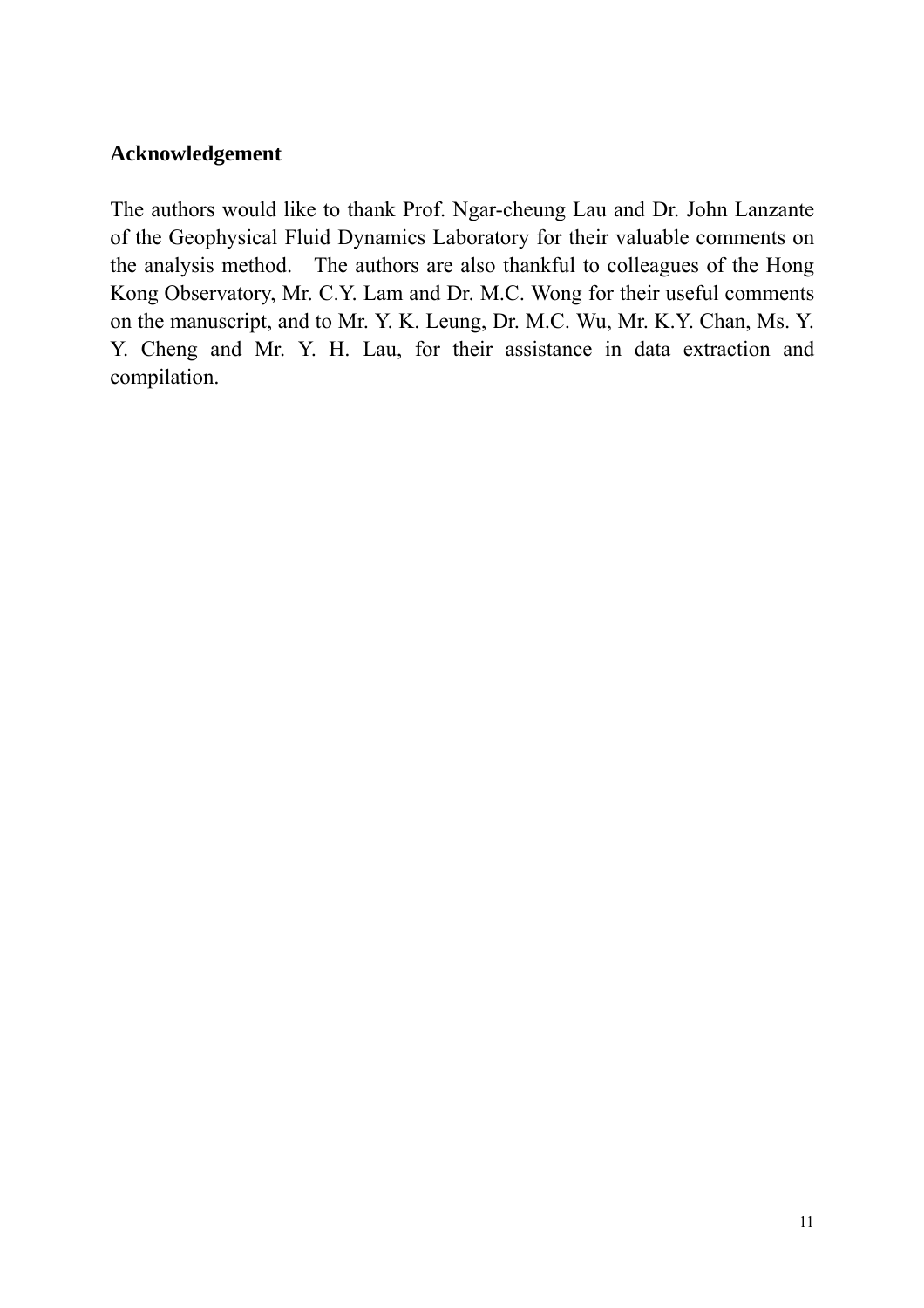## Acknowledgement

The authors would like to thank Prof. Ngar-cheung Lau and Dr. John Lanzante of the Geophysical Fluid Dynamics Laboratory for their valuable comments on the analysis method. The authors are also thankful to colleagues of the Hong Kong Observatory, Mr. C.Y. Lam and Dr. M.C. Wong for their useful comments on the manuscript, and to Mr. Y. K. Leung, Dr. M.C. Wu, Mr. K.Y. Chan, Ms. Y. Y. Cheng and Mr. Y. H. Lau, for their assistance in data extraction and compilation.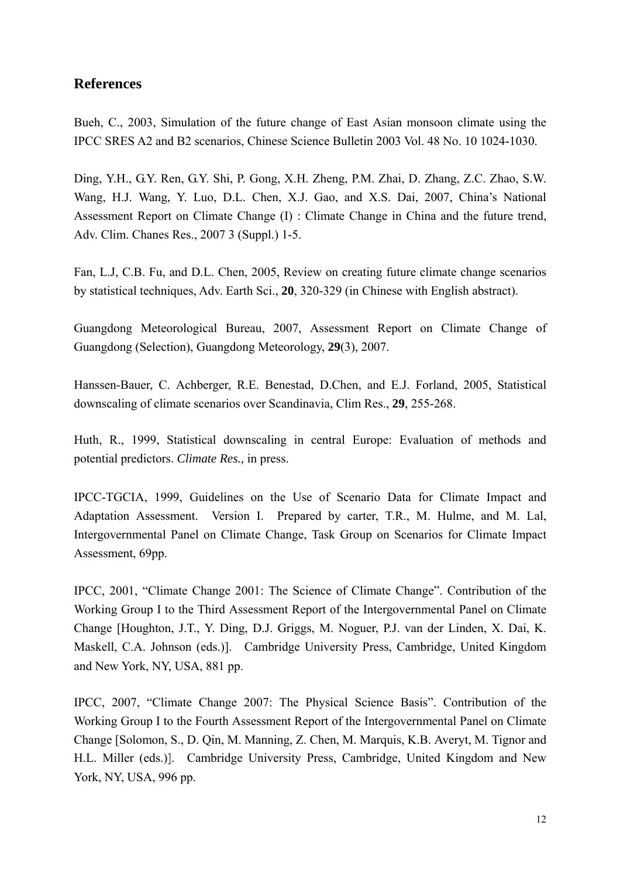## References

Bueh, C., 2003, Simulation of the future change of East Asian monsoon climate using the IPCC SRES A2 and B2 scenarios, Chinese Science Bulletin 2003 Vol. 48 No. 10 1024-1030.

Ding, Y.H., G.Y. Ren, G.Y. Shi, P. Gong, X.H. Zheng, P.M. Zhai, D. Zhang, Z.C. Zhao, S.W. Wang, H.J. Wang, Y. Luo, D.L. Chen, X.J. Gao, and X.S. Dai, 2007, China's National Assessment Report on Climate Change (I) : Climate Change in China and the future trend, Adv. Clim. Chanes Res., 2007 3 (Suppl.) 1-5.

Fan, L.J, C.B. Fu, and D.L. Chen, 2005, Review on creating future climate change scenarios by statistical techniques, Adv. Earth Sci., **20**, 320-329 (in Chinese with English abstract).

Guangdong Meteorological Bureau, 2007, Assessment Report on Climate Change of Guangdong (Selection), Guangdong Meteorology, **29**(3), 2007.

Hanssen-Bauer, C. Achberger, R.E. Benestad, D.Chen, and E.J. Forland, 2005, Statistical downscaling of climate scenarios over Scandinavia, Clim Res., **29**, 255-268.

Huth, R., 1999, Statistical downscaling in central Europe: Evaluation of methods and potential predictors. *Climate Res.,* in press.

IPCC-TGCIA, 1999, Guidelines on the Use of Scenario Data for Climate Impact and Adaptation Assessment. Version I. Prepared by carter, T.R., M. Hulme, and M. Lal, Intergovernmental Panel on Climate Change, Task Group on Scenarios for Climate Impact Assessment, 69pp.

IPCC, 2001, "Climate Change 2001: The Science of Climate Change". Contribution of the Working Group I to the Third Assessment Report of the Intergovernmental Panel on Climate Change [Houghton, J.T., Y. Ding, D.J. Griggs, M. Noguer, P.J. van der Linden, X. Dai, K. Maskell, C.A. Johnson (eds.)]. Cambridge University Press, Cambridge, United Kingdom and New York, NY, USA, 881 pp.

IPCC, 2007, "Climate Change 2007: The Physical Science Basis". Contribution of the Working Group I to the Fourth Assessment Report of the Intergovernmental Panel on Climate Change [Solomon, S., D. Qin, M. Manning, Z. Chen, M. Marquis, K.B. Averyt, M. Tignor and H.L. Miller (eds.)]. Cambridge University Press, Cambridge, United Kingdom and New York, NY, USA, 996 pp.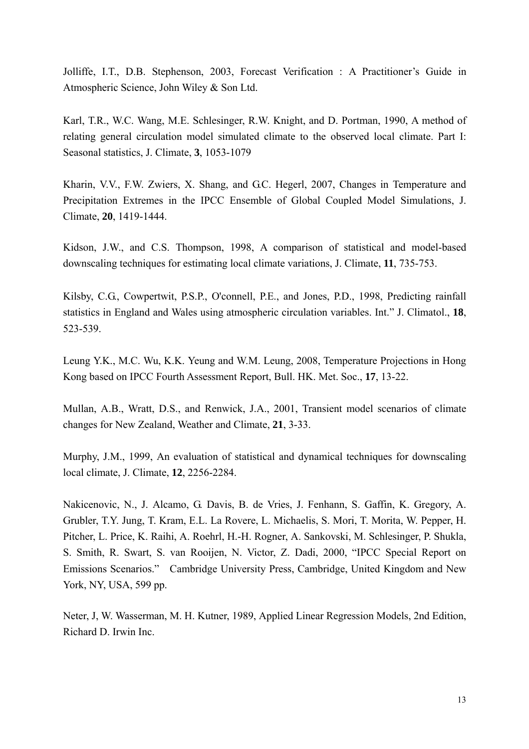Jolliffe, I.T., D.B. Stephenson, 2003, Forecast Verification : A Practitioner's Guide in Atmospheric Science, John Wiley & Son Ltd.

Karl, T.R., W.C. Wang, M.E. Schlesinger, R.W. Knight, and D. Portman, 1990, A method of relating general circulation model simulated climate to the observed local climate. Part I: Seasonal statistics, J. Climate, **3**, 1053-1079

Kharin, V.V., F.W. Zwiers, X. Shang, and G.C. Hegerl, 2007, Changes in Temperature and Precipitation Extremes in the IPCC Ensemble of Global Coupled Model Simulations, J. Climate, **20**, 1419-1444.

Kidson, J.W., and C.S. Thompson, 1998, A comparison of statistical and model-based downscaling techniques for estimating local climate variations, J. Climate, **11**, 735-753.

Kilsby, C.G., Cowpertwit, P.S.P., O'connell, P.E., and Jones, P.D., 1998, Predicting rainfall statistics in England and Wales using atmospheric circulation variables. Int." J. Climatol., **18**, 523-539.

Leung Y.K., M.C. Wu, K.K. Yeung and W.M. Leung, 2008, Temperature Projections in Hong Kong based on IPCC Fourth Assessment Report, Bull. HK. Met. Soc., **17**, 13-22.

Mullan, A.B., Wratt, D.S., and Renwick, J.A., 2001, Transient model scenarios of climate changes for New Zealand, Weather and Climate, **21**, 3-33.

Murphy, J.M., 1999, An evaluation of statistical and dynamical techniques for downscaling local climate, J. Climate, **12**, 2256-2284.

Nakicenovic, N., J. Alcamo, G. Davis, B. de Vries, J. Fenhann, S. Gaffin, K. Gregory, A. Grubler, T.Y. Jung, T. Kram, E.L. La Rovere, L. Michaelis, S. Mori, T. Morita, W. Pepper, H. Pitcher, L. Price, K. Raihi, A. Roehrl, H.-H. Rogner, A. Sankovski, M. Schlesinger, P. Shukla, S. Smith, R. Swart, S. van Rooijen, N. Victor, Z. Dadi, 2000, "IPCC Special Report on Emissions Scenarios." Cambridge University Press, Cambridge, United Kingdom and New York, NY, USA, 599 pp.

Neter, J, W. Wasserman, M. H. Kutner, 1989, Applied Linear Regression Models, 2nd Edition, Richard D. Irwin Inc.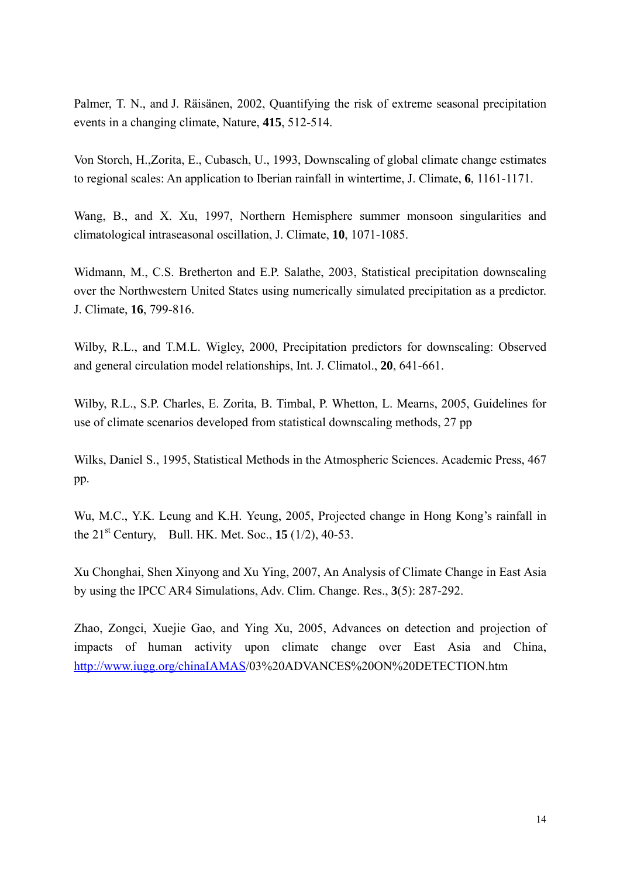Palmer, T. N., and J. Räisänen, 2002, Quantifying the risk of extreme seasonal precipitation events in a changing climate, Nature, **415**, 512-514.

Von Storch, H.,Zorita, E., Cubasch, U., 1993, Downscaling of global climate change estimates to regional scales: An application to Iberian rainfall in wintertime, J. Climate, **6**, 1161-1171.

Wang, B., and X. Xu, 1997, Northern Hemisphere summer monsoon singularities and climatological intraseasonal oscillation, J. Climate, **10**, 1071-1085.

Widmann, M., C.S. Bretherton and E.P. Salathe, 2003, Statistical precipitation downscaling over the Northwestern United States using numerically simulated precipitation as a predictor. J. Climate, **16**, 799-816.

Wilby, R.L., and T.M.L. Wigley, 2000, Precipitation predictors for downscaling: Observed and general circulation model relationships, Int. J. Climatol., **20**, 641-661.

Wilby, R.L., S.P. Charles, E. Zorita, B. Timbal, P. Whetton, L. Mearns, 2005, Guidelines for use of climate scenarios developed from statistical downscaling methods, 27 pp

Wilks, Daniel S., 1995, Statistical Methods in the Atmospheric Sciences. Academic Press, 467 pp.

Wu, M.C., Y.K. Leung and K.H. Yeung, 2005, Projected change in Hong Kong's rainfall in the 21st Century, Bull. HK. Met. Soc., **15** (1/2), 40-53.

Xu Chonghai, Shen Xinyong and Xu Ying, 2007, An Analysis of Climate Change in East Asia by using the IPCC AR4 Simulations, Adv. Clim. Change. Res., **3**(5): 287-292.

Zhao, Zongci, Xuejie Gao, and Ying Xu, 2005, Advances on detection and projection of impacts of human activity upon climate change over East Asia and China, http://www.iugg.org/chinaIAMAS/03%20ADVANCES%20ON%20DETECTION.htm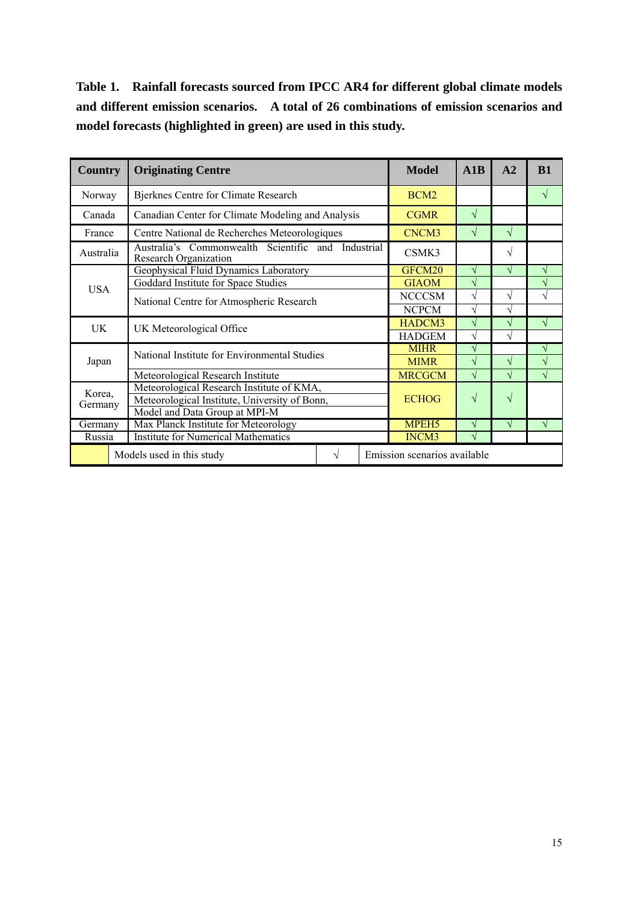**Table 1. Rainfall forecasts sourced from IPCC AR4 for different global climate models and different emission scenarios. A total of 26 combinations of emission scenarios and model forecasts (highlighted in green) are used in this study.**

| Country | Originating Centre | Model | A1B | A2 | B1 |
|---|---|---|---|---|---|
| Norway | Bjerknes Centre for Climate Research | BCM2 | | | √ |
| Canada | Canadian Center for Climate Modeling and Analysis | CGMR | √ | | |
| France | Centre National de Recherches Meteorologiques | CNCM3 | √ | √ | |
| Australia | Australia's Commonwealth Scientific and Industrial Research Organization | CSMK3 | | √ | |
| USA | Geophysical Fluid Dynamics Laboratory | GFCM20 | √ | √ | √ |
| | Goddard Institute for Space Studies | GIAOM | √ | | √ |
| | National Centre for Atmospheric Research | NCCCSM | √ | √ | √ |
| | | NCPCM | √ | √ | |
| UK | UK Meteorological Office | HADCM3 | √ | √ | √ |
| | | HADGEM | √ | √ | |
| Japan | National Institute for Environmental Studies | MIHR | √ | | √ |
| | | MIMR | √ | √ | √ |
| | Meteorological Research Institute | MRCGCM | √ | √ | √ |
| Korea, Germany | Meteorological Research Institute of KMA, Meteorological Institute, University of Bonn, Model and Data Group at MPI-M | ECHOG | √ | √ | |
| Germany | Max Planck Institute for Meteorology | MPEH5 | √ | √ | √ |
| Russia | Institute for Numerical Mathematics | INCM3 | √ | | |

Legend: (yellow) Models used in this study; √ Emission scenarios available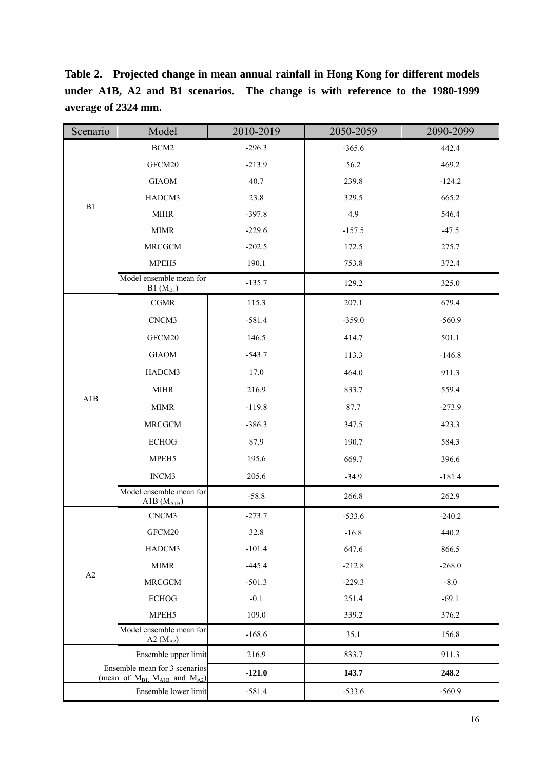**Table 2. Projected change in mean annual rainfall in Hong Kong for different models under A1B, A2 and B1 scenarios. The change is with reference to the 1980-1999 average of 2324 mm.**

| Scenario | Model | 2010-2019 | 2050-2059 | 2090-2099 |
|---|---|---|---|---|
| B1 | BCM2 | -296.3 | -365.6 | 442.4 |
| | GFCM20 | -213.9 | 56.2 | 469.2 |
| | GIAOM | 40.7 | 239.8 | -124.2 |
| | HADCM3 | 23.8 | 329.5 | 665.2 |
| | MIHR | -397.8 | 4.9 | 546.4 |
| | MIMR | -229.6 | -157.5 | -47.5 |
| | MRCGCM | -202.5 | 172.5 | 275.7 |
| | MPEH5 | 190.1 | 753.8 | 372.4 |
| | Model ensemble mean for B1 ($M_{B1}$) | -135.7 | 129.2 | 325.0 |
| A1B | CGMR | 115.3 | 207.1 | 679.4 |
| | CNCM3 | -581.4 | -359.0 | -560.9 |
| | GFCM20 | 146.5 | 414.7 | 501.1 |
| | GIAOM | -543.7 | 113.3 | -146.8 |
| | HADCM3 | 17.0 | 464.0 | 911.3 |
| | MIHR | 216.9 | 833.7 | 559.4 |
| | MIMR | -119.8 | 87.7 | -273.9 |
| | MRCGCM | -386.3 | 347.5 | 423.3 |
| | ECHOG | 87.9 | 190.7 | 584.3 |
| | MPEH5 | 195.6 | 669.7 | 396.6 |
| | INCM3 | 205.6 | -34.9 | -181.4 |
| | Model ensemble mean for A1B ($M_{A1B}$) | -58.8 | 266.8 | 262.9 |
| A2 | CNCM3 | -273.7 | -533.6 | -240.2 |
| | GFCM20 | 32.8 | -16.8 | 440.2 |
| | HADCM3 | -101.4 | 647.6 | 866.5 |
| | MIMR | -445.4 | -212.8 | -268.0 |
| | MRCGCM | -501.3 | -229.3 | -8.0 |
| | ECHOG | -0.1 | 251.4 | -69.1 |
| | MPEH5 | 109.0 | 339.2 | 376.2 |
| | Model ensemble mean for A2 ($M_{A2}$) | -168.6 | 35.1 | 156.8 |
| | Ensemble upper limit | 216.9 | 833.7 | 911.3 |
| | Ensemble mean for 3 scenarios (mean of $M_{B1}$, $M_{A1B}$ and $M_{A2}$) | **-121.0** | **143.7** | **248.2** |
| | Ensemble lower limit | -581.4 | -533.6 | -560.9 |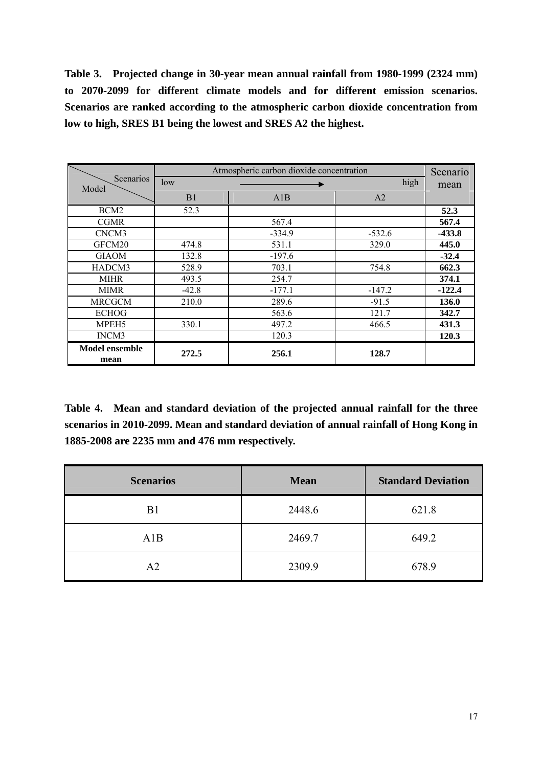**Table 3. Projected change in 30-year mean annual rainfall from 1980-1999 (2324 mm) to 2070-2099 for different climate models and for different emission scenarios. Scenarios are ranked according to the atmospheric carbon dioxide concentration from low to high, SRES B1 being the lowest and SRES A2 the highest.**

| Model \ Scenarios | Atmospheric carbon dioxide concentration (low → high) | | | Scenario mean |
|---|---|---|---|---|
| | B1 | A1B | A2 | |
| BCM2 | 52.3 | | | **52.3** |
| CGMR | | 567.4 | | **567.4** |
| CNCM3 | | -334.9 | -532.6 | **-433.8** |
| GFCM20 | 474.8 | 531.1 | 329.0 | **445.0** |
| GIAOM | 132.8 | -197.6 | | **-32.4** |
| HADCM3 | 528.9 | 703.1 | 754.8 | **662.3** |
| MIHR | 493.5 | 254.7 | | **374.1** |
| MIMR | -42.8 | -177.1 | -147.2 | **-122.4** |
| MRCGCM | 210.0 | 289.6 | -91.5 | **136.0** |
| ECHOG | | 563.6 | 121.7 | **342.7** |
| MPEH5 | 330.1 | 497.2 | 466.5 | **431.3** |
| INCM3 | | 120.3 | | **120.3** |
| **Model ensemble mean** | **272.5** | **256.1** | **128.7** | |

**Table 4. Mean and standard deviation of the projected annual rainfall for the three scenarios in 2010-2099. Mean and standard deviation of annual rainfall of Hong Kong in 1885-2008 are 2235 mm and 476 mm respectively.**

| Scenarios | Mean | Standard Deviation |
|---|---|---|
| B1 | 2448.6 | 621.8 |
| A1B | 2469.7 | 649.2 |
| A2 | 2309.9 | 678.9 |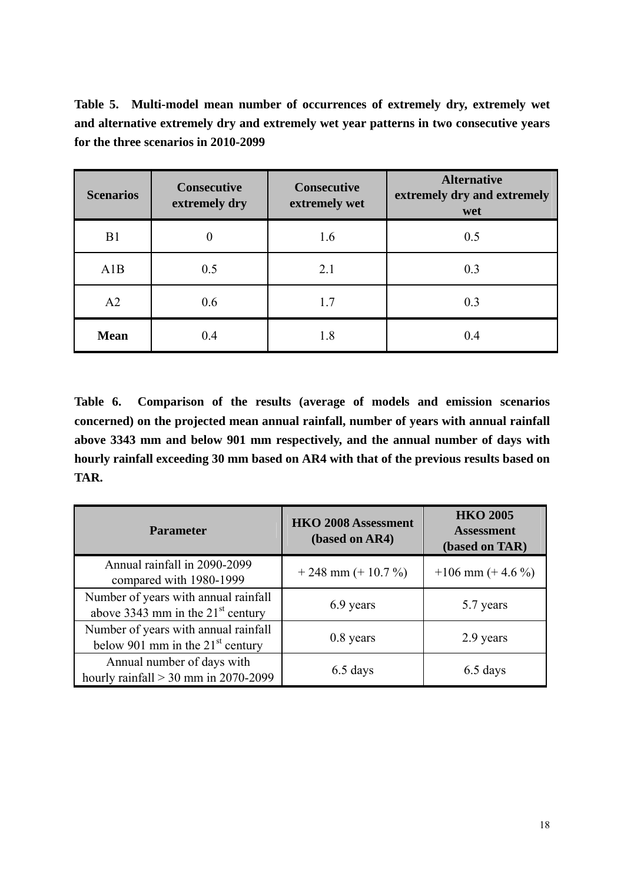**Table 5. Multi-model mean number of occurrences of extremely dry, extremely wet and alternative extremely dry and extremely wet year patterns in two consecutive years for the three scenarios in 2010-2099**

| Scenarios | Consecutive extremely dry | Consecutive extremely wet | Alternative extremely dry and extremely wet |
|---|---|---|---|
| B1 | 0 | 1.6 | 0.5 |
| A1B | 0.5 | 2.1 | 0.3 |
| A2 | 0.6 | 1.7 | 0.3 |
| **Mean** | 0.4 | 1.8 | 0.4 |

**Table 6. Comparison of the results (average of models and emission scenarios concerned) on the projected mean annual rainfall, number of years with annual rainfall above 3343 mm and below 901 mm respectively, and the annual number of days with hourly rainfall exceeding 30 mm based on AR4 with that of the previous results based on TAR.**

| Parameter | HKO 2008 Assessment (based on AR4) | HKO 2005 Assessment (based on TAR) |
|---|---|---|
| Annual rainfall in 2090-2099 compared with 1980-1999 | + 248 mm (+ 10.7 %) | +106 mm (+ 4.6 %) |
| Number of years with annual rainfall above 3343 mm in the 21st century | 6.9 years | 5.7 years |
| Number of years with annual rainfall below 901 mm in the 21st century | 0.8 years | 2.9 years |
| Annual number of days with hourly rainfall > 30 mm in 2070-2099 | 6.5 days | 6.5 days |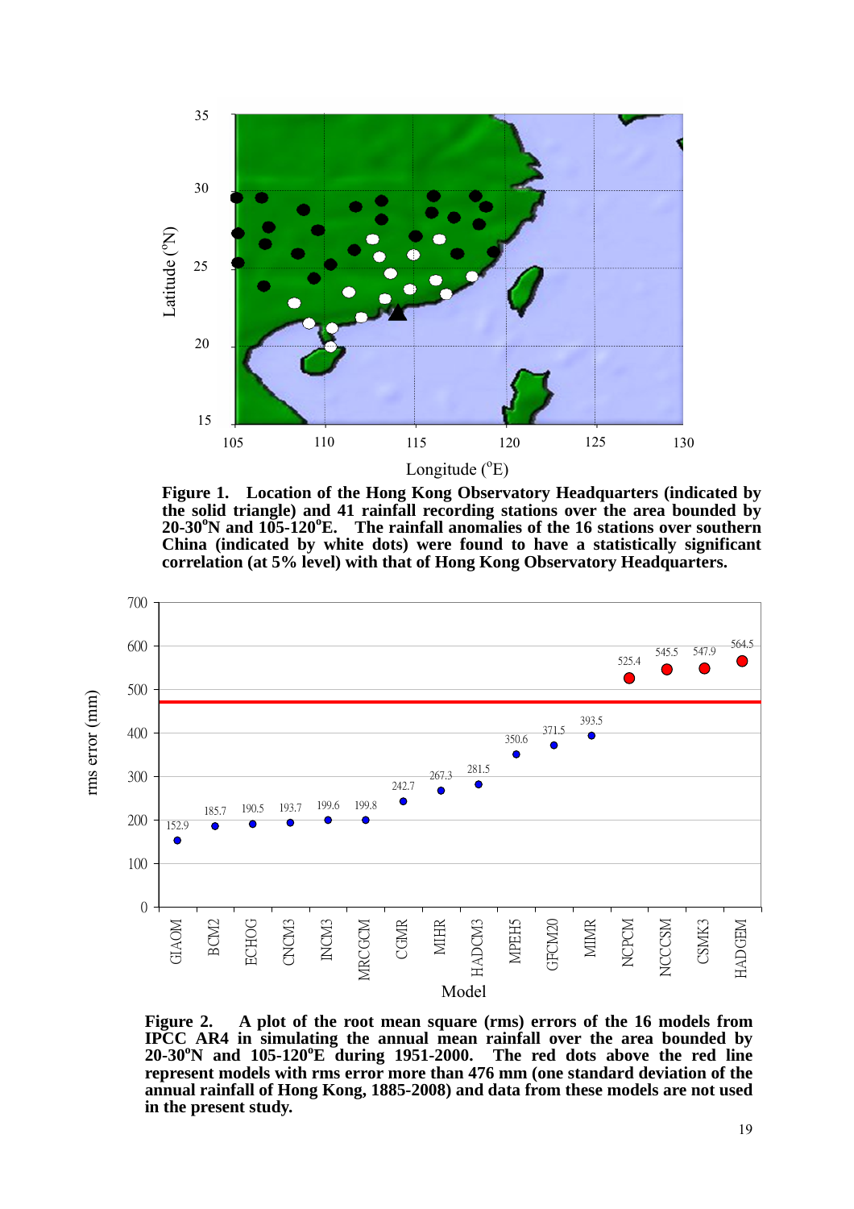**Figure 1. Location of the Hong Kong Observatory Headquarters (indicated by the solid triangle) and 41 rainfall recording stations over the area bounded by 20-30°N and 105-120°E. The rainfall anomalies of the 16 stations over southern China (indicated by white dots) were found to have a statistically significant correlation (at 5% level) with that of Hong Kong Observatory Headquarters.**

**Figure 2. A plot of the root mean square (rms) errors of the 16 models from IPCC AR4 in simulating the annual mean rainfall over the area bounded by 20-30°N and 105-120°E during 1951-2000. The red dots above the red line represent models with rms error more than 476 mm (one standard deviation of the annual rainfall of Hong Kong, 1885-2008) and data from these models are not used in the present study.**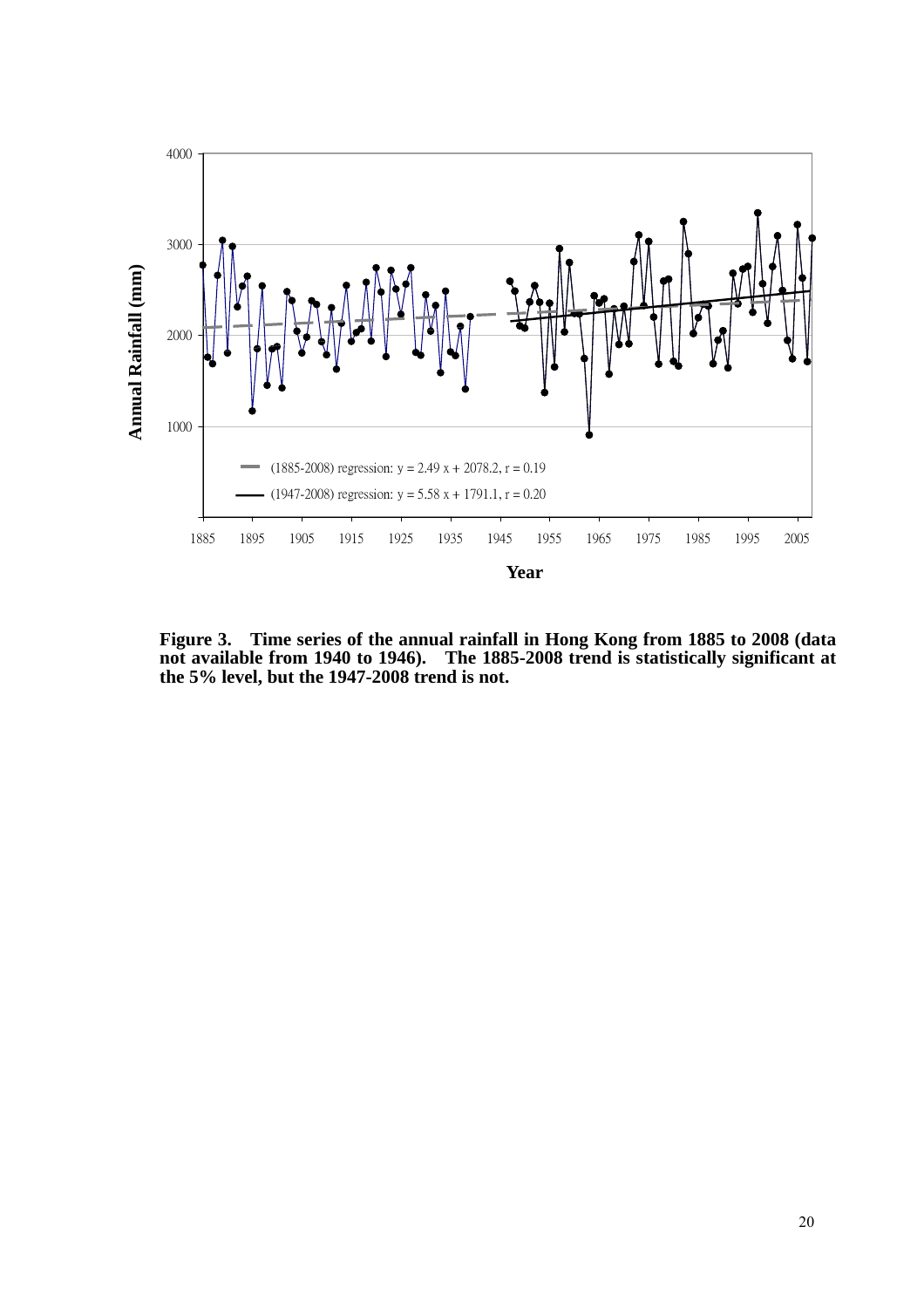**Figure 3. Time series of the annual rainfall in Hong Kong from 1885 to 2008 (data not available from 1940 to 1946). The 1885-2008 trend is statistically significant at the 5% level, but the 1947-2008 trend is not.**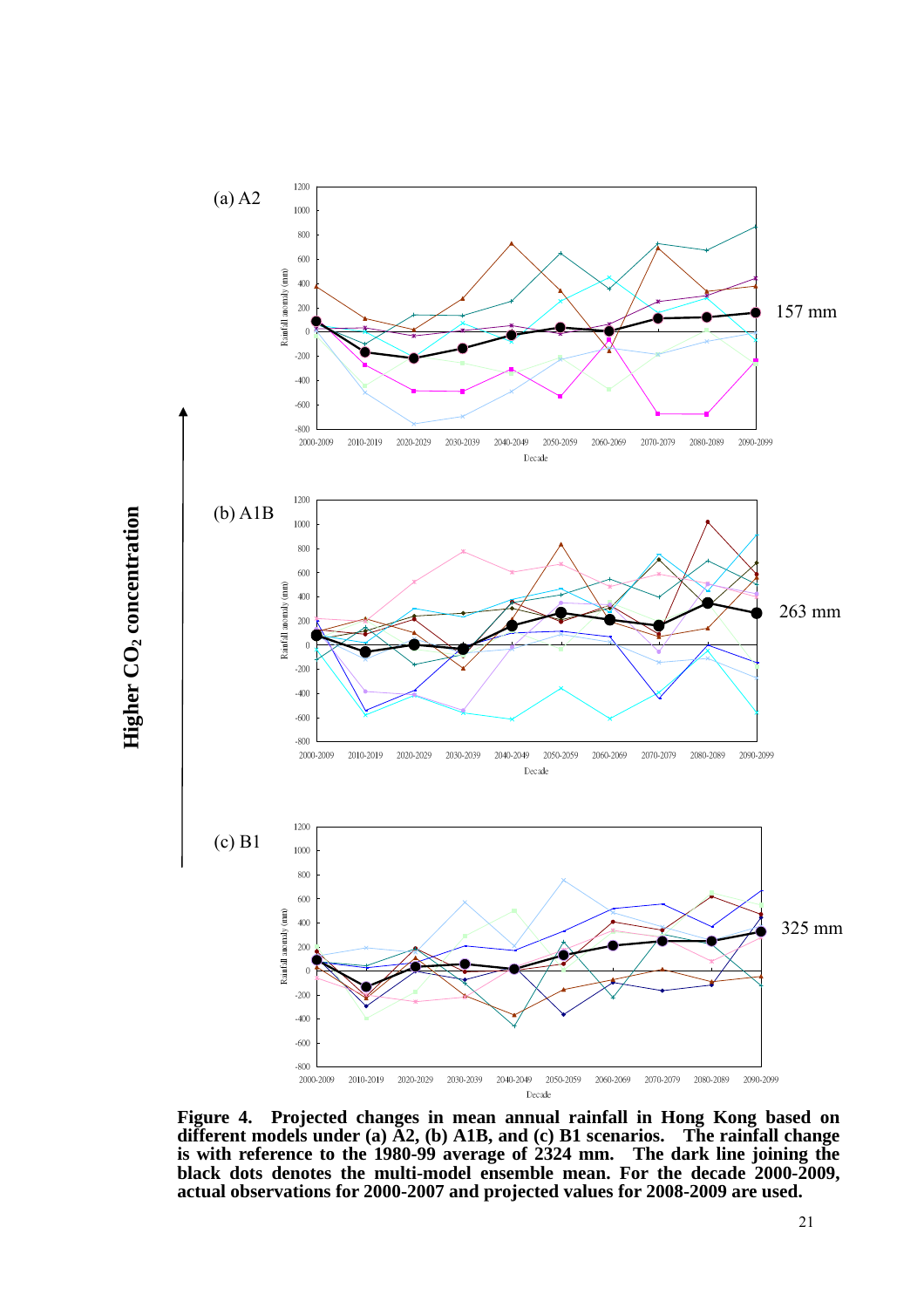**Figure 4. Projected changes in mean annual rainfall in Hong Kong based on different models under (a) A2, (b) A1B, and (c) B1 scenarios. The rainfall change is with reference to the 1980-99 average of 2324 mm. The dark line joining the black dots denotes the multi-model ensemble mean. For the decade 2000-2009, actual observations for 2000-2007 and projected values for 2008-2009 are used.**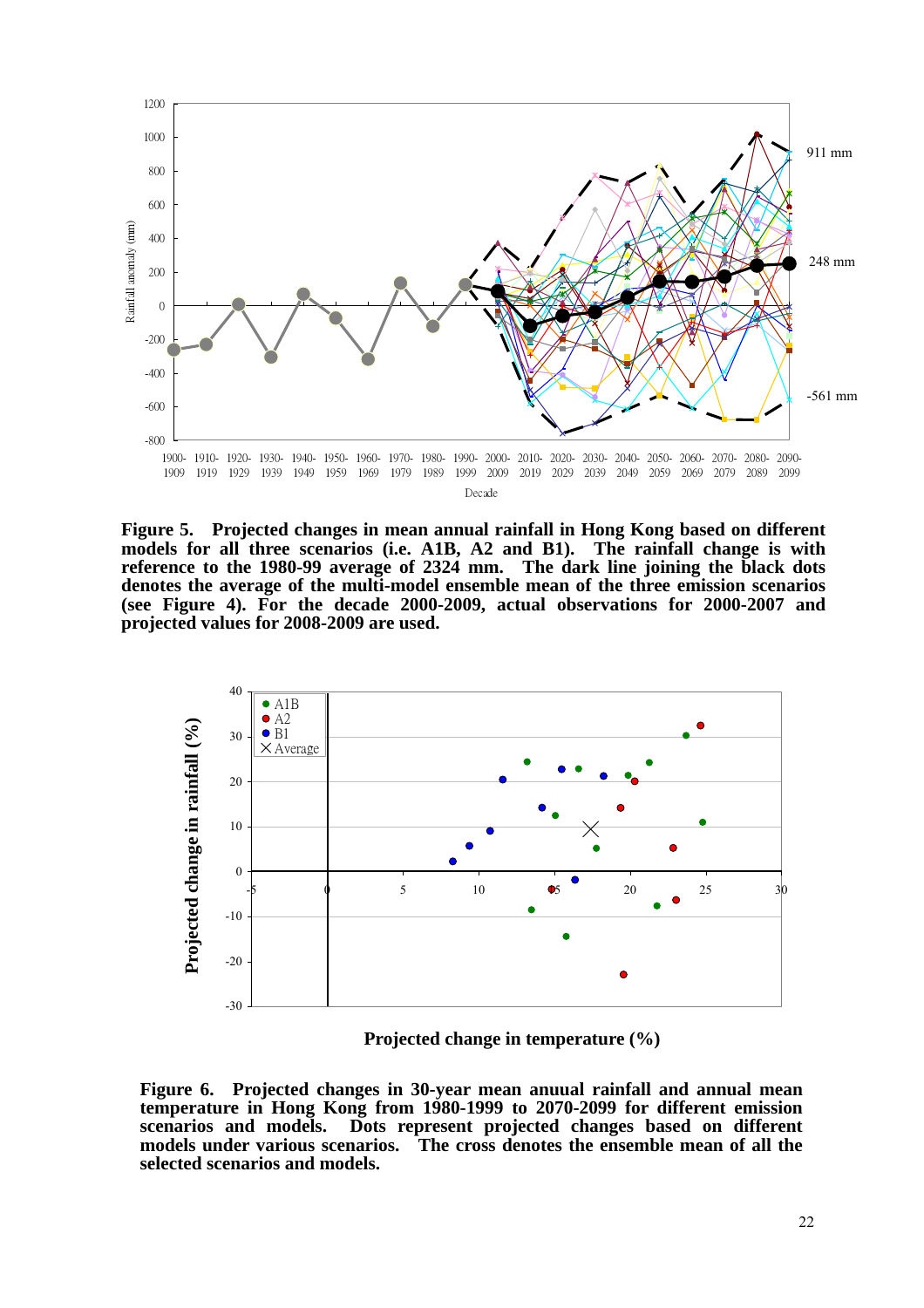**Figure 5. Projected changes in mean annual rainfall in Hong Kong based on different models for all three scenarios (i.e. A1B, A2 and B1). The rainfall change is with reference to the 1980-99 average of 2324 mm. The dark line joining the black dots denotes the average of the multi-model ensemble mean of the three emission scenarios (see Figure 4). For the decade 2000-2009, actual observations for 2000-2007 and projected values for 2008-2009 are used.**

**Figure 6. Projected changes in 30-year mean anuual rainfall and annual mean temperature in Hong Kong from 1980-1999 to 2070-2099 for different emission scenarios and models. Dots represent projected changes based on different models under various scenarios. The cross denotes the ensemble mean of all the selected scenarios and models.**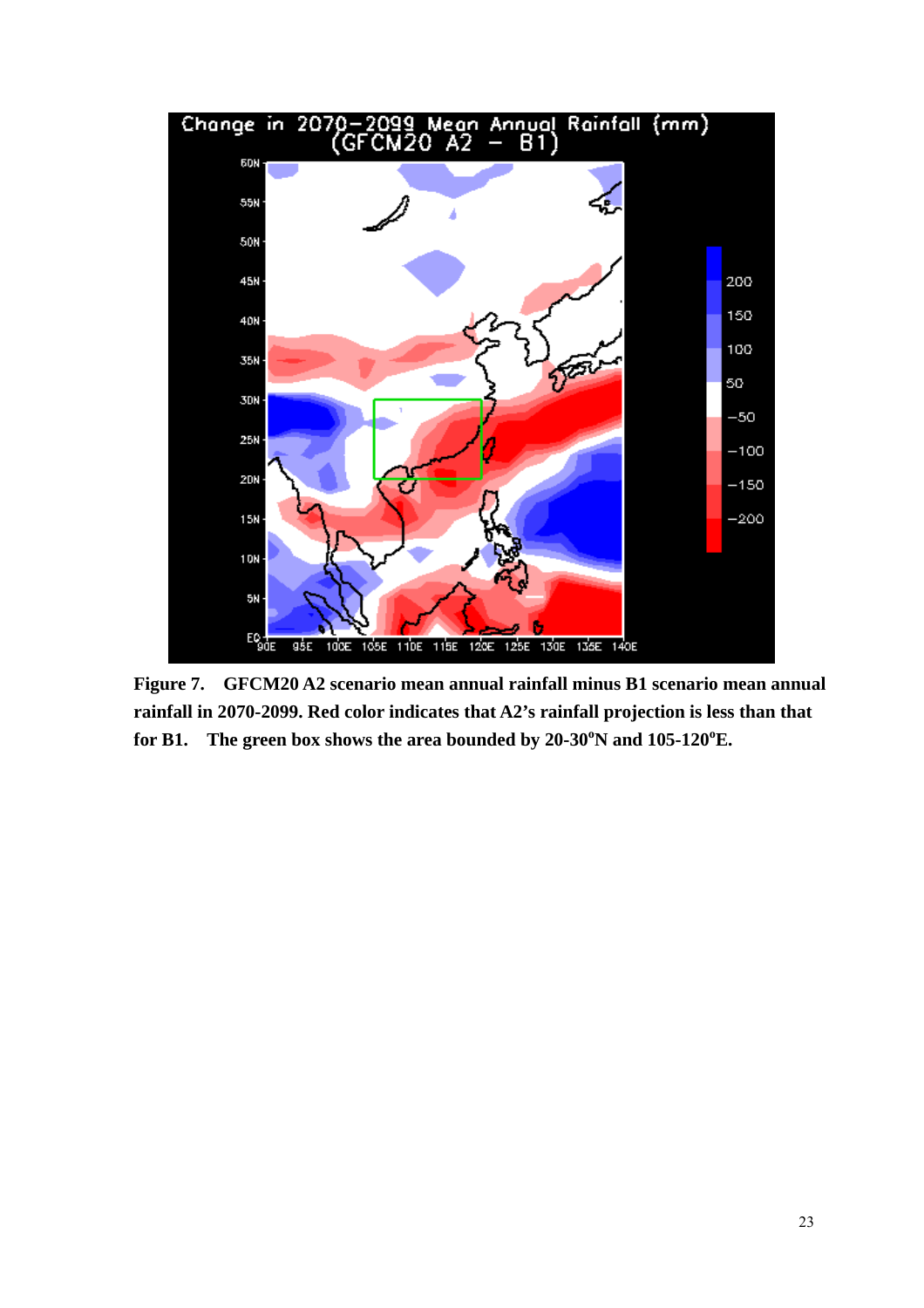**Figure 7.** **GFCM20 A2 scenario mean annual rainfall minus B1 scenario mean annual rainfall in 2070-2099. Red color indicates that A2's rainfall projection is less than that for B1.** **The green box shows the area bounded by 20-30°N and 105-120°E.**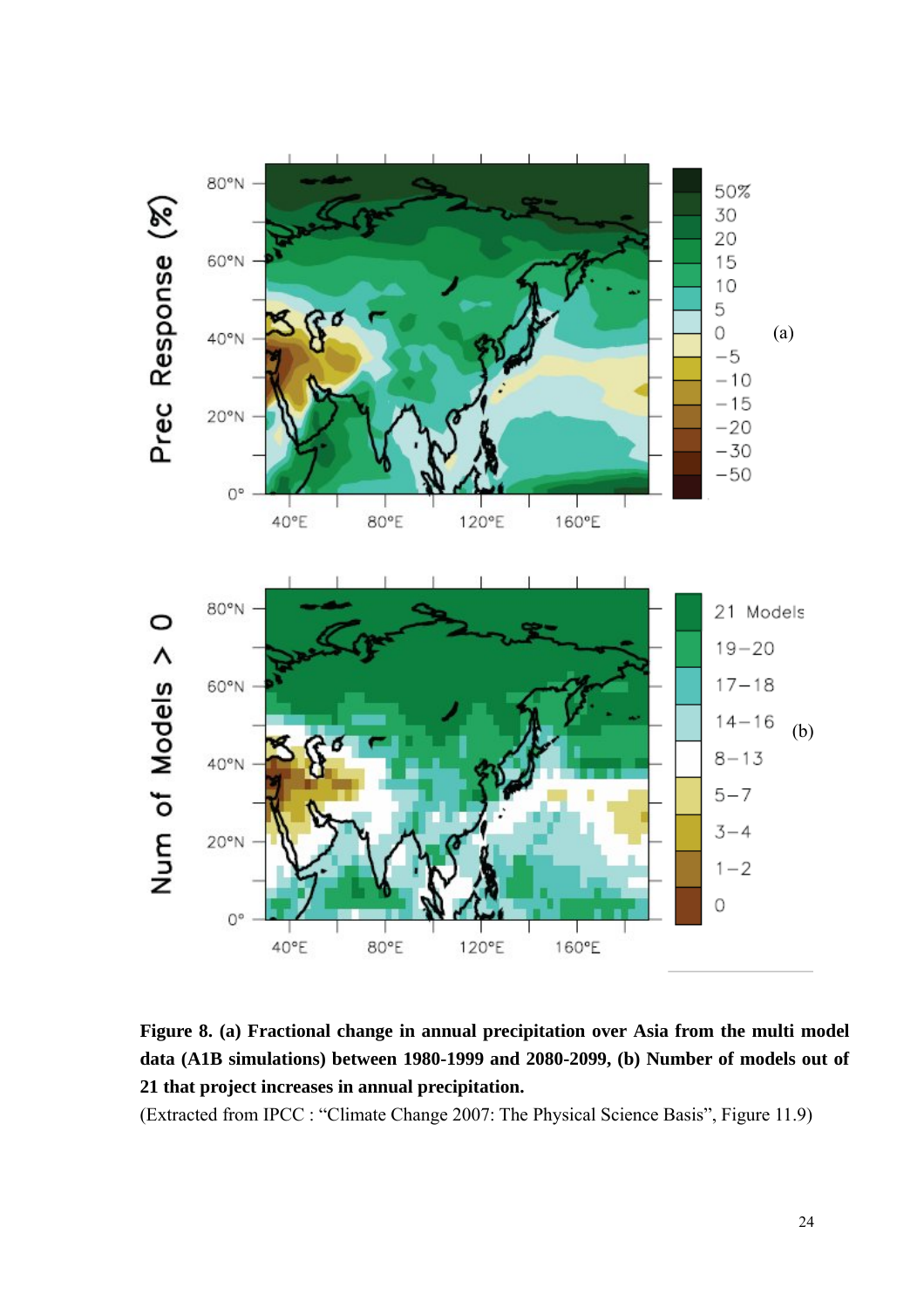**Figure 8. (a) Fractional change in annual precipitation over Asia from the multi model data (A1B simulations) between 1980-1999 and 2080-2099, (b) Number of models out of 21 that project increases in annual precipitation.**

(Extracted from IPCC : "Climate Change 2007: The Physical Science Basis", Figure 11.9)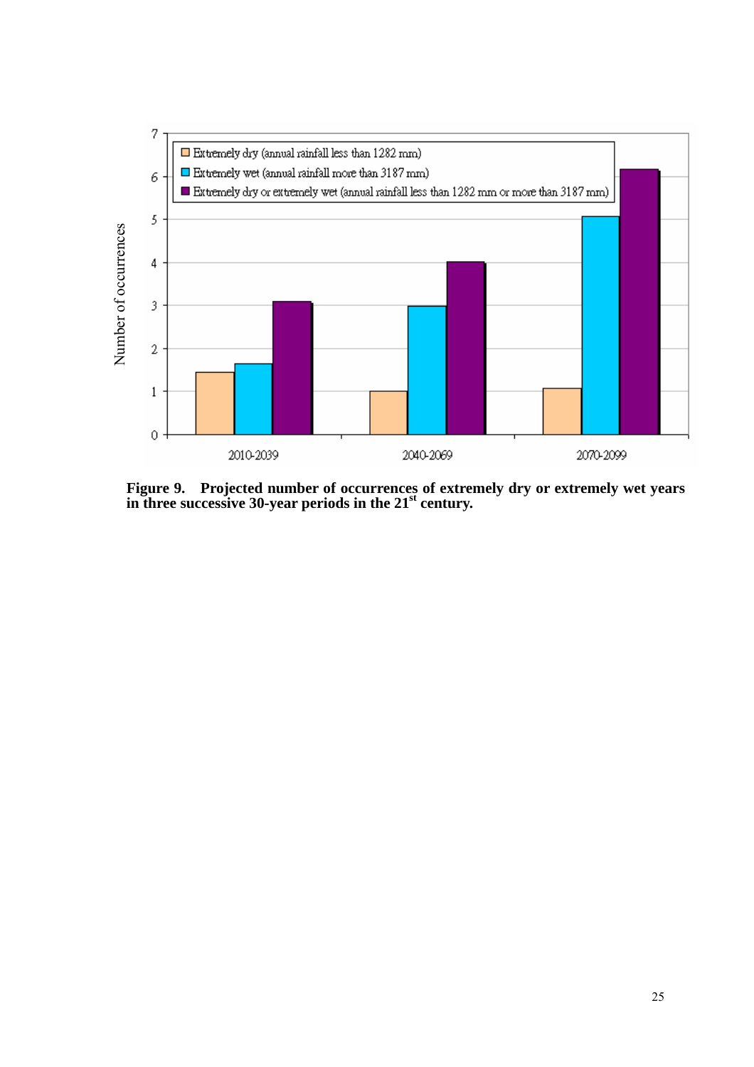7
6
5
4
3
2
1
0

Number of occurrences

Extremely dry (annual rainfall less than 1282 mm)
Extremely wet (annual rainfall more than 3187 mm)
Extremely dry or extremely wet (annual rainfall less than 1282 mm or more than 3187 mm)

2010-2039
2040-2069
2070-2099

**Figure 9. Projected number of occurrences of extremely dry or extremely wet years in three successive 30-year periods in the 21st century.**